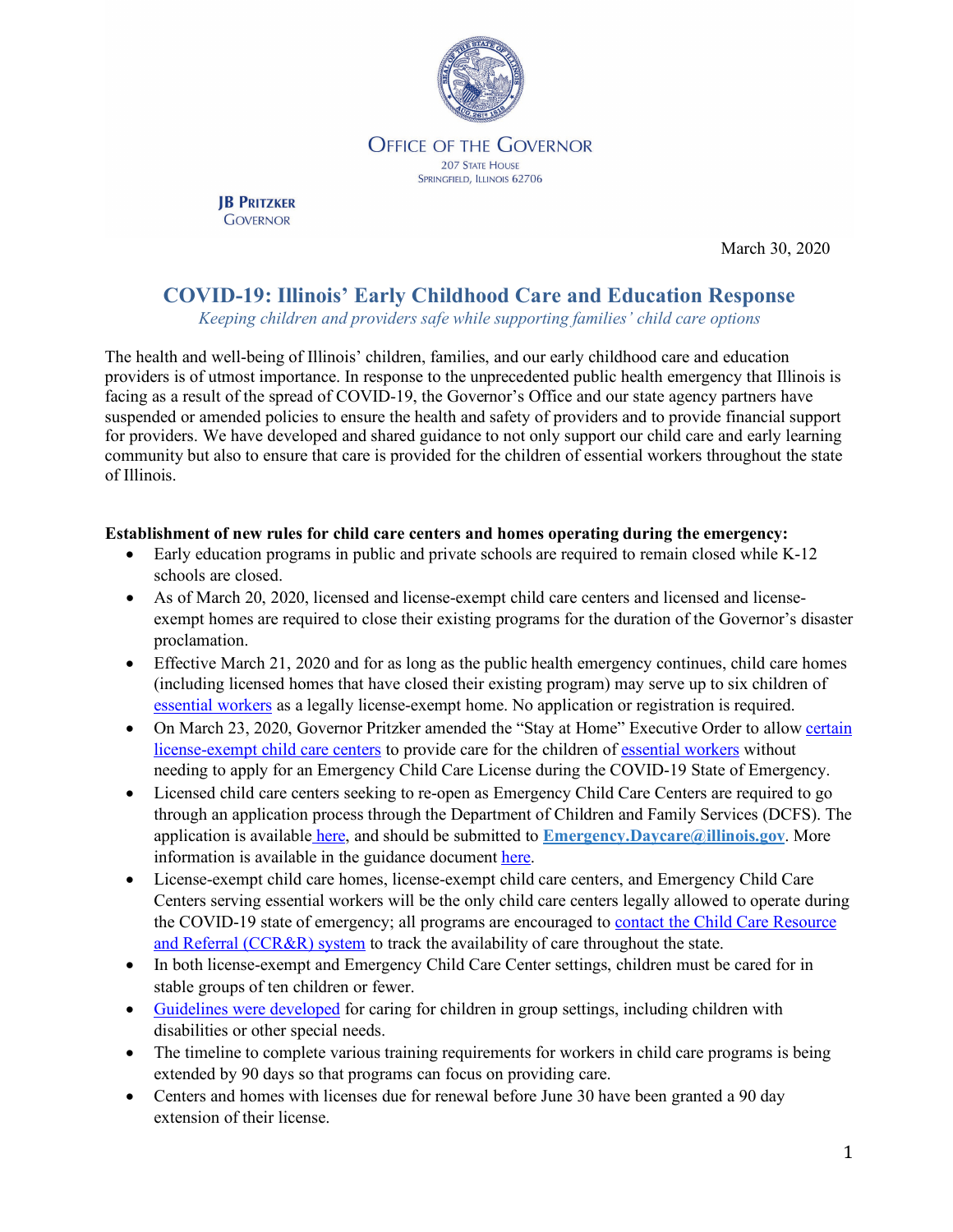Office of the Governor

207 State House
Springfield, Illinois 62706

**JB Pritzker**
Governor

March 30, 2020

# COVID-19: Illinois' Early Childhood Care and Education Response

*Keeping children and providers safe while supporting families' child care options*

The health and well-being of Illinois' children, families, and our early childhood care and education providers is of utmost importance. In response to the unprecedented public health emergency that Illinois is facing as a result of the spread of COVID-19, the Governor's Office and our state agency partners have suspended or amended policies to ensure the health and safety of providers and to provide financial support for providers. We have developed and shared guidance to not only support our child care and early learning community but also to ensure that care is provided for the children of essential workers throughout the state of Illinois.

**Establishment of new rules for child care centers and homes operating during the emergency:**

- Early education programs in public and private schools are required to remain closed while K-12 schools are closed.
- As of March 20, 2020, licensed and license-exempt child care centers and licensed and license-exempt homes are required to close their existing programs for the duration of the Governor's disaster proclamation.
- Effective March 21, 2020 and for as long as the public health emergency continues, child care homes (including licensed homes that have closed their existing program) may serve up to six children of essential workers as a legally license-exempt home. No application or registration is required.
- On March 23, 2020, Governor Pritzker amended the "Stay at Home" Executive Order to allow certain license-exempt child care centers to provide care for the children of essential workers without needing to apply for an Emergency Child Care License during the COVID-19 State of Emergency.
- Licensed child care centers seeking to re-open as Emergency Child Care Centers are required to go through an application process through the Department of Children and Family Services (DCFS). The application is available here, and should be submitted to **Emergency.Daycare@illinois.gov**. More information is available in the guidance document here.
- License-exempt child care homes, license-exempt child care centers, and Emergency Child Care Centers serving essential workers will be the only child care centers legally allowed to operate during the COVID-19 state of emergency; all programs are encouraged to contact the Child Care Resource and Referral (CCR&R) system to track the availability of care throughout the state.
- In both license-exempt and Emergency Child Care Center settings, children must be cared for in stable groups of ten children or fewer.
- Guidelines were developed for caring for children in group settings, including children with disabilities or other special needs.
- The timeline to complete various training requirements for workers in child care programs is being extended by 90 days so that programs can focus on providing care.
- Centers and homes with licenses due for renewal before June 30 have been granted a 90 day extension of their license.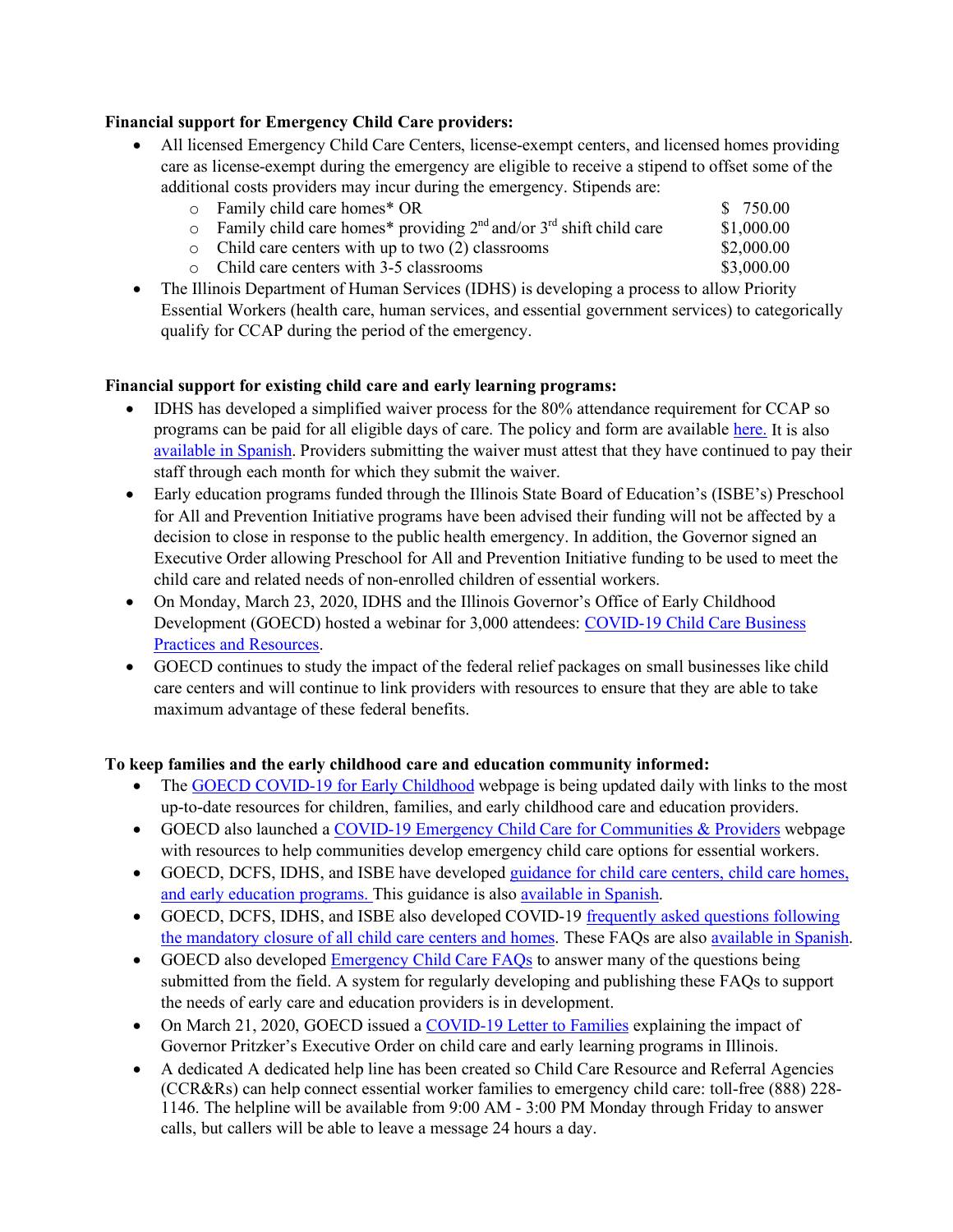**Financial support for Emergency Child Care providers:**

- All licensed Emergency Child Care Centers, license-exempt centers, and licensed homes providing care as license-exempt during the emergency are eligible to receive a stipend to offset some of the additional costs providers may incur during the emergency. Stipends are:
  - Family child care homes* OR $ 750.00
  - Family child care homes* providing 2nd and/or 3rd shift child care $1,000.00
  - Child care centers with up to two (2) classrooms $2,000.00
  - Child care centers with 3-5 classrooms $3,000.00
- The Illinois Department of Human Services (IDHS) is developing a process to allow Priority Essential Workers (health care, human services, and essential government services) to categorically qualify for CCAP during the period of the emergency.

**Financial support for existing child care and early learning programs:**

- IDHS has developed a simplified waiver process for the 80% attendance requirement for CCAP so programs can be paid for all eligible days of care. The policy and form are available here. It is also available in Spanish. Providers submitting the waiver must attest that they have continued to pay their staff through each month for which they submit the waiver.
- Early education programs funded through the Illinois State Board of Education's (ISBE's) Preschool for All and Prevention Initiative programs have been advised their funding will not be affected by a decision to close in response to the public health emergency. In addition, the Governor signed an Executive Order allowing Preschool for All and Prevention Initiative funding to be used to meet the child care and related needs of non-enrolled children of essential workers.
- On Monday, March 23, 2020, IDHS and the Illinois Governor's Office of Early Childhood Development (GOECD) hosted a webinar for 3,000 attendees: COVID-19 Child Care Business Practices and Resources.
- GOECD continues to study the impact of the federal relief packages on small businesses like child care centers and will continue to link providers with resources to ensure that they are able to take maximum advantage of these federal benefits.

**To keep families and the early childhood care and education community informed:**

- The GOECD COVID-19 for Early Childhood webpage is being updated daily with links to the most up-to-date resources for children, families, and early childhood care and education providers.
- GOECD also launched a COVID-19 Emergency Child Care for Communities & Providers webpage with resources to help communities develop emergency child care options for essential workers.
- GOECD, DCFS, IDHS, and ISBE have developed guidance for child care centers, child care homes, and early education programs. This guidance is also available in Spanish.
- GOECD, DCFS, IDHS, and ISBE also developed COVID-19 frequently asked questions following the mandatory closure of all child care centers and homes. These FAQs are also available in Spanish.
- GOECD also developed Emergency Child Care FAQs to answer many of the questions being submitted from the field. A system for regularly developing and publishing these FAQs to support the needs of early care and education providers is in development.
- On March 21, 2020, GOECD issued a COVID-19 Letter to Families explaining the impact of Governor Pritzker's Executive Order on child care and early learning programs in Illinois.
- A dedicated A dedicated help line has been created so Child Care Resource and Referral Agencies (CCR&Rs) can help connect essential worker families to emergency child care: toll-free (888) 228-1146. The helpline will be available from 9:00 AM - 3:00 PM Monday through Friday to answer calls, but callers will be able to leave a message 24 hours a day.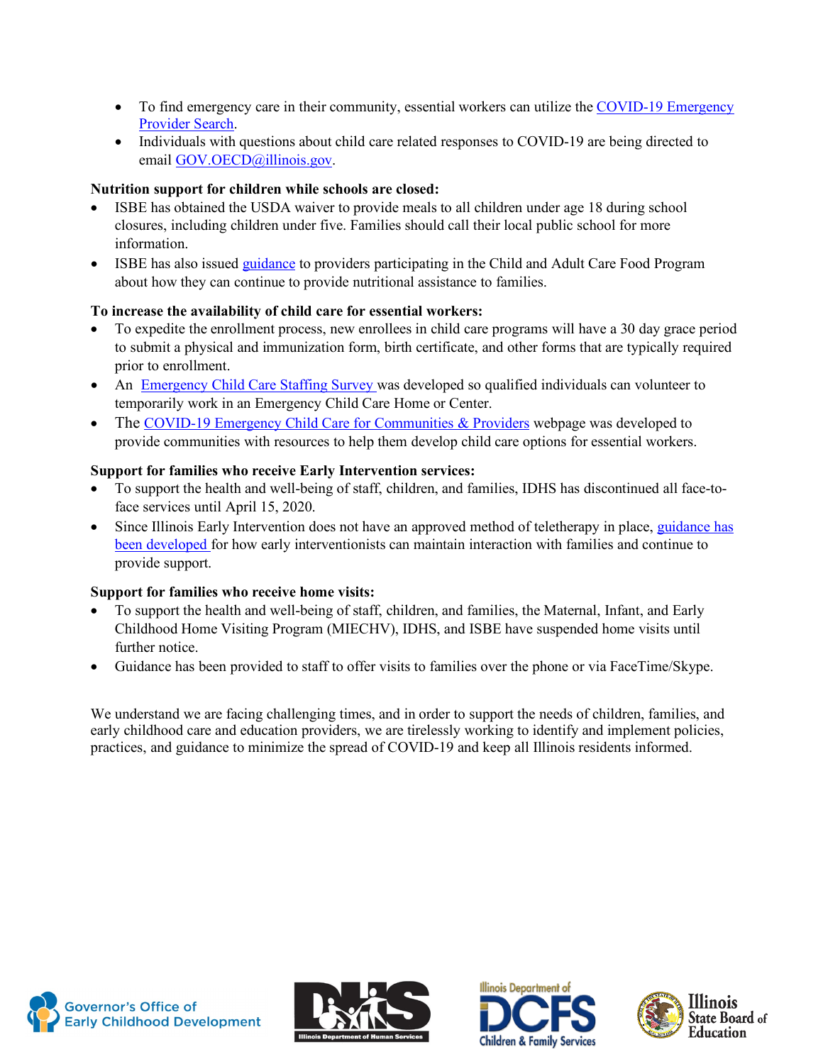- To find emergency care in their community, essential workers can utilize the COVID-19 Emergency Provider Search.
- Individuals with questions about child care related responses to COVID-19 are being directed to email GOV.OECD@illinois.gov.

**Nutrition support for children while schools are closed:**

- ISBE has obtained the USDA waiver to provide meals to all children under age 18 during school closures, including children under five. Families should call their local public school for more information.
- ISBE has also issued guidance to providers participating in the Child and Adult Care Food Program about how they can continue to provide nutritional assistance to families.

**To increase the availability of child care for essential workers:**

- To expedite the enrollment process, new enrollees in child care programs will have a 30 day grace period to submit a physical and immunization form, birth certificate, and other forms that are typically required prior to enrollment.
- An Emergency Child Care Staffing Survey was developed so qualified individuals can volunteer to temporarily work in an Emergency Child Care Home or Center.
- The COVID-19 Emergency Child Care for Communities & Providers webpage was developed to provide communities with resources to help them develop child care options for essential workers.

**Support for families who receive Early Intervention services:**

- To support the health and well-being of staff, children, and families, IDHS has discontinued all face-to-face services until April 15, 2020.
- Since Illinois Early Intervention does not have an approved method of teletherapy in place, guidance has been developed for how early interventionists can maintain interaction with families and continue to provide support.

**Support for families who receive home visits:**

- To support the health and well-being of staff, children, and families, the Maternal, Infant, and Early Childhood Home Visiting Program (MIECHV), IDHS, and ISBE have suspended home visits until further notice.
- Guidance has been provided to staff to offer visits to families over the phone or via FaceTime/Skype.

We understand we are facing challenging times, and in order to support the needs of children, families, and early childhood care and education providers, we are tirelessly working to identify and implement policies, practices, and guidance to minimize the spread of COVID-19 and keep all Illinois residents informed.

Governor's Office of Early Childhood Development

Illinois Department of Human Services

Illinois Department of DCFS Children & Family Services

Illinois State Board of Education